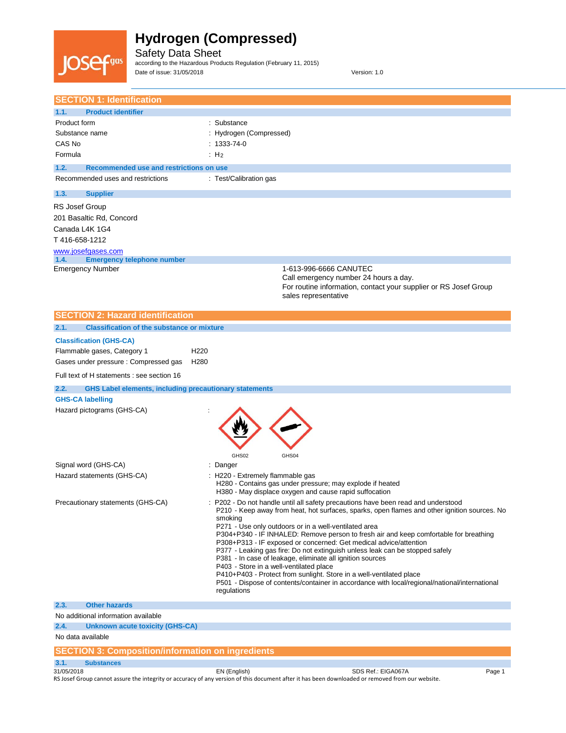# Hydrogen (Compressed)

Safety Data Sheet

according to the Hazardous Products Regulation (February 11, 2015)

Date of issue: 31/05/2018 Version: 1.0

## SECTION 1: Identification

### 1.1. Product identifier

| | |
|---|---|
| Product form | : Substance |
| Substance name | : Hydrogen (Compressed) |
| CAS No | : 1333-74-0 |
| Formula | : $H_2$ |

### 1.2. Recommended use and restrictions on use

| | |
|---|---|
| Recommended uses and restrictions | : Test/Calibration gas |

### 1.3. Supplier

RS Josef Group
201 Basaltic Rd, Concord
Canada L4K 1G4
T 416-658-1212
www.josefgases.com

### 1.4. Emergency telephone number

| | |
|---|---|
| Emergency Number | 1-613-996-6666 CANUTEC<br>Call emergency number 24 hours a day.<br>For routine information, contact your supplier or RS Josef Group sales representative |

## SECTION 2: Hazard identification

### 2.1. Classification of the substance or mixture

**Classification (GHS-CA)**

| | |
|---|---|
| Flammable gases, Category 1 | H220 |
| Gases under pressure : Compressed gas | H280 |

Full text of H statements : see section 16

### 2.2. GHS Label elements, including precautionary statements

**GHS-CA labelling**

Hazard pictograms (GHS-CA) :

GHS02 GHS04

Signal word (GHS-CA) : Danger

Hazard statements (GHS-CA) :
- H220 - Extremely flammable gas
- H280 - Contains gas under pressure; may explode if heated
- H380 - May displace oxygen and cause rapid suffocation

Precautionary statements (GHS-CA) :
- P202 - Do not handle until all safety precautions have been read and understood
- P210 - Keep away from heat, hot surfaces, sparks, open flames and other ignition sources. No smoking
- P271 - Use only outdoors or in a well-ventilated area
- P304+P340 - IF INHALED: Remove person to fresh air and keep comfortable for breathing
- P308+P313 - IF exposed or concerned: Get medical advice/attention
- P377 - Leaking gas fire: Do not extinguish unless leak can be stopped safely
- P381 - In case of leakage, eliminate all ignition sources
- P403 - Store in a well-ventilated place
- P410+P403 - Protect from sunlight. Store in a well-ventilated place
- P501 - Dispose of contents/container in accordance with local/regional/national/international regulations

### 2.3. Other hazards

No additional information available

### 2.4. Unknown acute toxicity (GHS-CA)

No data available

## SECTION 3: Composition/information on ingredients

### 3.1. Substances

RS Josef Group cannot assure the integrity or accuracy of any version of this document after it has been downloaded or removed from our website.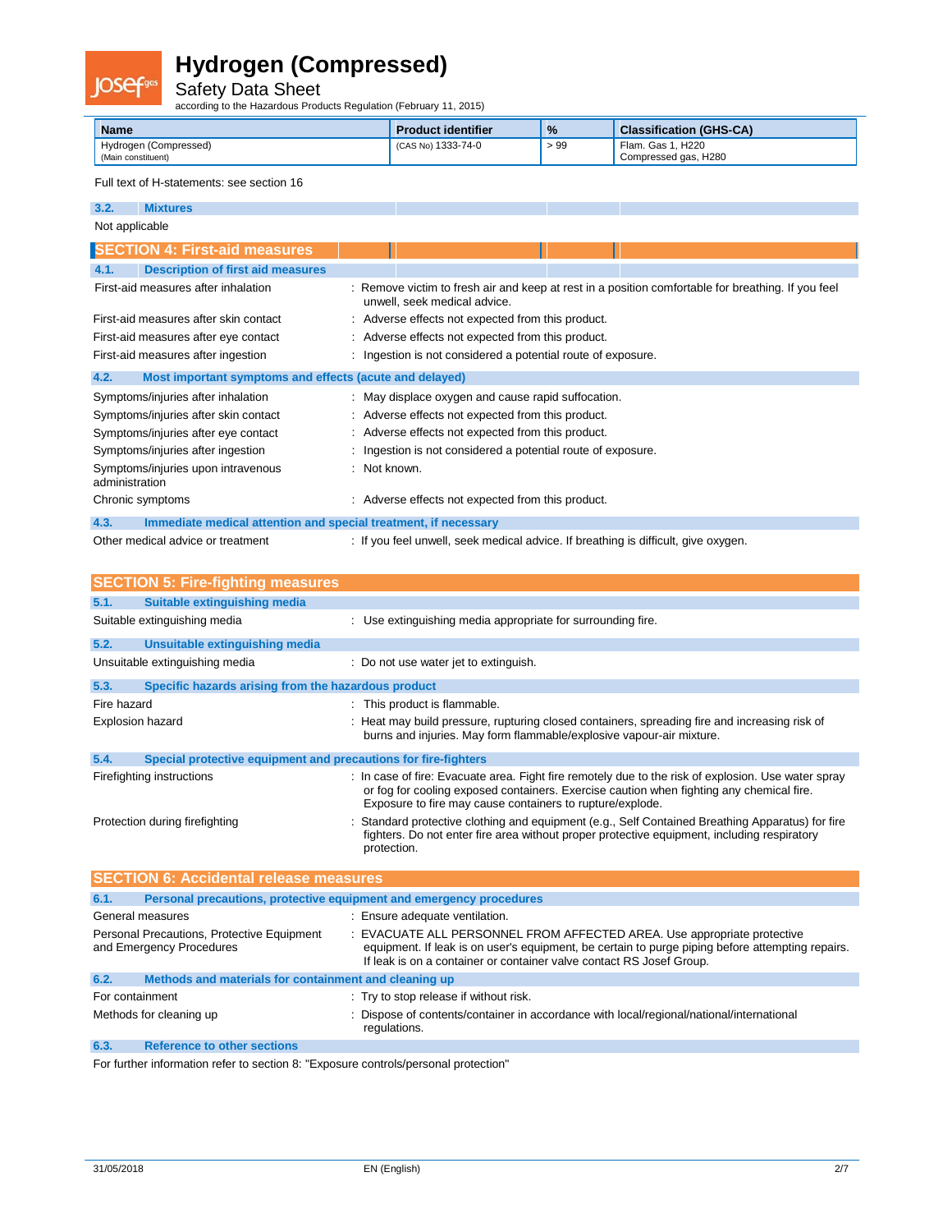| Name | Product identifier | % | Classification (GHS-CA) |
|---|---|---|---|
| Hydrogen (Compressed) (Main constituent) | (CAS No) 1333-74-0 | > 99 | Flam. Gas 1, H220 Compressed gas, H280 |

Full text of H-statements: see section 16

### 3.2. Mixtures

Not applicable

## SECTION 4: First-aid measures

### 4.1. Description of first aid measures

First-aid measures after inhalation : Remove victim to fresh air and keep at rest in a position comfortable for breathing. If you feel unwell, seek medical advice.

First-aid measures after skin contact : Adverse effects not expected from this product.

First-aid measures after eye contact : Adverse effects not expected from this product.

First-aid measures after ingestion : Ingestion is not considered a potential route of exposure.

### 4.2. Most important symptoms and effects (acute and delayed)

Symptoms/injuries after inhalation : May displace oxygen and cause rapid suffocation.

Symptoms/injuries after skin contact : Adverse effects not expected from this product.

Symptoms/injuries after eye contact : Adverse effects not expected from this product.

Symptoms/injuries after ingestion : Ingestion is not considered a potential route of exposure.

Symptoms/injuries upon intravenous administration : Not known.

Chronic symptoms : Adverse effects not expected from this product.

### 4.3. Immediate medical attention and special treatment, if necessary

Other medical advice or treatment : If you feel unwell, seek medical advice. If breathing is difficult, give oxygen.

## SECTION 5: Fire-fighting measures

### 5.1. Suitable extinguishing media

Suitable extinguishing media : Use extinguishing media appropriate for surrounding fire.

### 5.2. Unsuitable extinguishing media

Unsuitable extinguishing media : Do not use water jet to extinguish.

### 5.3. Specific hazards arising from the hazardous product

Fire hazard : This product is flammable.

Explosion hazard : Heat may build pressure, rupturing closed containers, spreading fire and increasing risk of burns and injuries. May form flammable/explosive vapour-air mixture.

### 5.4. Special protective equipment and precautions for fire-fighters

Firefighting instructions : In case of fire: Evacuate area. Fight fire remotely due to the risk of explosion. Use water spray or fog for cooling exposed containers. Exercise caution when fighting any chemical fire. Exposure to fire may cause containers to rupture/explode.

Protection during firefighting : Standard protective clothing and equipment (e.g., Self Contained Breathing Apparatus) for fire fighters. Do not enter fire area without proper protective equipment, including respiratory protection.

## SECTION 6: Accidental release measures

### 6.1. Personal precautions, protective equipment and emergency procedures

General measures : Ensure adequate ventilation.

Personal Precautions, Protective Equipment and Emergency Procedures : EVACUATE ALL PERSONNEL FROM AFFECTED AREA. Use appropriate protective equipment. If leak is on user's equipment, be certain to purge piping before attempting repairs. If leak is on a container or container valve contact RS Josef Group.

### 6.2. Methods and materials for containment and cleaning up

For containment : Try to stop release if without risk.

Methods for cleaning up : Dispose of contents/container in accordance with local/regional/national/international regulations.

### 6.3. Reference to other sections

For further information refer to section 8: "Exposure controls/personal protection"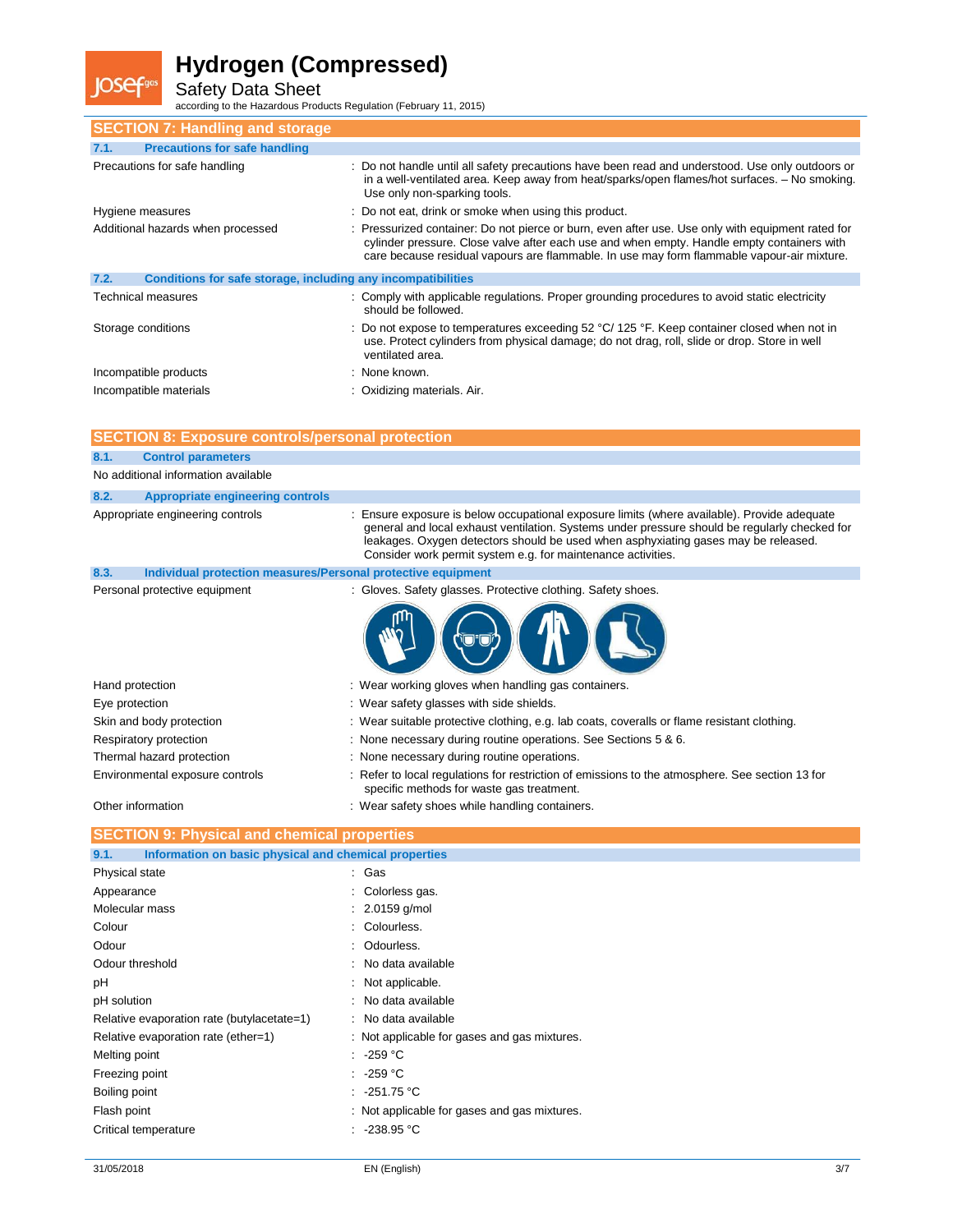## SECTION 7: Handling and storage

### 7.1. Precautions for safe handling

| | |
|---|---|
| Precautions for safe handling | : Do not handle until all safety precautions have been read and understood. Use only outdoors or in a well-ventilated area. Keep away from heat/sparks/open flames/hot surfaces. – No smoking. Use only non-sparking tools. |
| Hygiene measures | : Do not eat, drink or smoke when using this product. |
| Additional hazards when processed | : Pressurized container: Do not pierce or burn, even after use. Use only with equipment rated for cylinder pressure. Close valve after each use and when empty. Handle empty containers with care because residual vapours are flammable. In use may form flammable vapour-air mixture. |

### 7.2. Conditions for safe storage, including any incompatibilities

| | |
|---|---|
| Technical measures | : Comply with applicable regulations. Proper grounding procedures to avoid static electricity should be followed. |
| Storage conditions | : Do not expose to temperatures exceeding 52 °C/ 125 °F. Keep container closed when not in use. Protect cylinders from physical damage; do not drag, roll, slide or drop. Store in well ventilated area. |
| Incompatible products | : None known. |
| Incompatible materials | : Oxidizing materials. Air. |

## SECTION 8: Exposure controls/personal protection

### 8.1. Control parameters

No additional information available

### 8.2. Appropriate engineering controls

| | |
|---|---|
| Appropriate engineering controls | : Ensure exposure is below occupational exposure limits (where available). Provide adequate general and local exhaust ventilation. Systems under pressure should be regularly checked for leakages. Oxygen detectors should be used when asphyxiating gases may be released. Consider work permit system e.g. for maintenance activities. |

### 8.3. Individual protection measures/Personal protective equipment

| | |
|---|---|
| Personal protective equipment | : Gloves. Safety glasses. Protective clothing. Safety shoes. |
| Hand protection | : Wear working gloves when handling gas containers. |
| Eye protection | : Wear safety glasses with side shields. |
| Skin and body protection | : Wear suitable protective clothing, e.g. lab coats, coveralls or flame resistant clothing. |
| Respiratory protection | : None necessary during routine operations. See Sections 5 & 6. |
| Thermal hazard protection | : None necessary during routine operations. |
| Environmental exposure controls | : Refer to local regulations for restriction of emissions to the atmosphere. See section 13 for specific methods for waste gas treatment. |
| Other information | : Wear safety shoes while handling containers. |

## SECTION 9: Physical and chemical properties

### 9.1. Information on basic physical and chemical properties

| | |
|---|---|
| Physical state | : Gas |
| Appearance | : Colorless gas. |
| Molecular mass | : 2.0159 g/mol |
| Colour | : Colourless. |
| Odour | : Odourless. |
| Odour threshold | : No data available |
| pH | : Not applicable. |
| pH solution | : No data available |
| Relative evaporation rate (butylacetate=1) | : No data available |
| Relative evaporation rate (ether=1) | : Not applicable for gases and gas mixtures. |
| Melting point | : -259 °C |
| Freezing point | : -259 °C |
| Boiling point | : -251.75 °C |
| Flash point | : Not applicable for gases and gas mixtures. |
| Critical temperature | : -238.95 °C |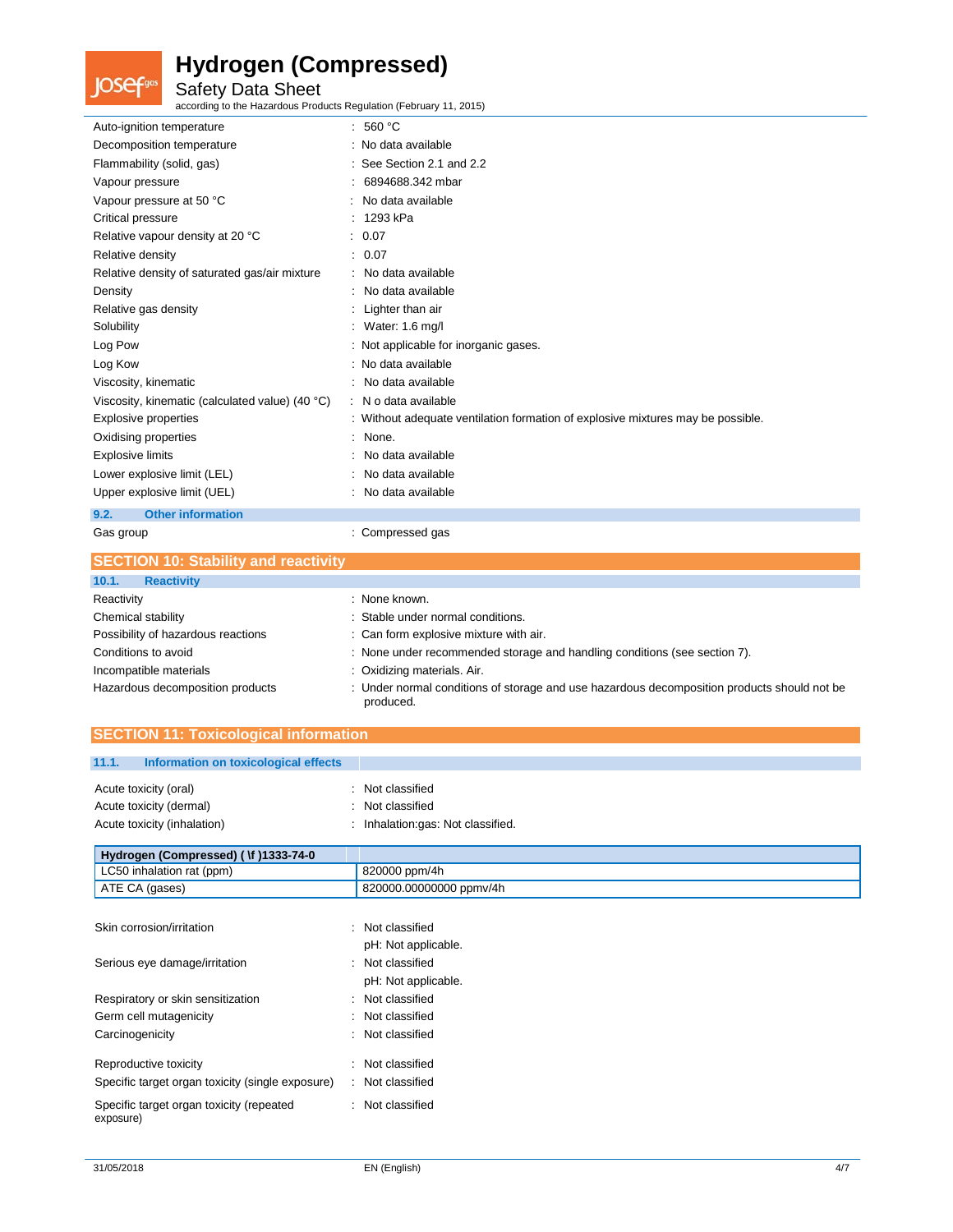| | |
|---|---|
| Auto-ignition temperature | : 560 °C |
| Decomposition temperature | : No data available |
| Flammability (solid, gas) | : See Section 2.1 and 2.2 |
| Vapour pressure | : 6894688.342 mbar |
| Vapour pressure at 50 °C | : No data available |
| Critical pressure | : 1293 kPa |
| Relative vapour density at 20 °C | : 0.07 |
| Relative density | : 0.07 |
| Relative density of saturated gas/air mixture | : No data available |
| Density | : No data available |
| Relative gas density | : Lighter than air |
| Solubility | : Water: 1.6 mg/l |
| Log Pow | : Not applicable for inorganic gases. |
| Log Kow | : No data available |
| Viscosity, kinematic | : No data available |
| Viscosity, kinematic (calculated value) (40 °C) | : N o data available |
| Explosive properties | : Without adequate ventilation formation of explosive mixtures may be possible. |
| Oxidising properties | : None. |
| Explosive limits | : No data available |
| Lower explosive limit (LEL) | : No data available |
| Upper explosive limit (UEL) | : No data available |

### 9.2. Other information

| | |
|---|---|
| Gas group | : Compressed gas |

## SECTION 10: Stability and reactivity

### 10.1. Reactivity

| | |
|---|---|
| Reactivity | : None known. |
| Chemical stability | : Stable under normal conditions. |
| Possibility of hazardous reactions | : Can form explosive mixture with air. |
| Conditions to avoid | : None under recommended storage and handling conditions (see section 7). |
| Incompatible materials | : Oxidizing materials. Air. |
| Hazardous decomposition products | : Under normal conditions of storage and use hazardous decomposition products should not be produced. |

## SECTION 11: Toxicological information

### 11.1. Information on toxicological effects

| | |
|---|---|
| Acute toxicity (oral) | : Not classified |
| Acute toxicity (dermal) | : Not classified |
| Acute toxicity (inhalation) | : Inhalation:gas: Not classified. |

| Hydrogen (Compressed) ( \f )1333-74-0 | |
|---|---|
| LC50 inhalation rat (ppm) | 820000 ppm/4h |
| ATE CA (gases) | 820000.00000000 ppmv/4h |

| | |
|---|---|
| Skin corrosion/irritation | : Not classified<br>pH: Not applicable. |
| Serious eye damage/irritation | : Not classified<br>pH: Not applicable. |
| Respiratory or skin sensitization | : Not classified |
| Germ cell mutagenicity | : Not classified |
| Carcinogenicity | : Not classified |
| Reproductive toxicity | : Not classified |
| Specific target organ toxicity (single exposure) | : Not classified |
| Specific target organ toxicity (repeated exposure) | : Not classified |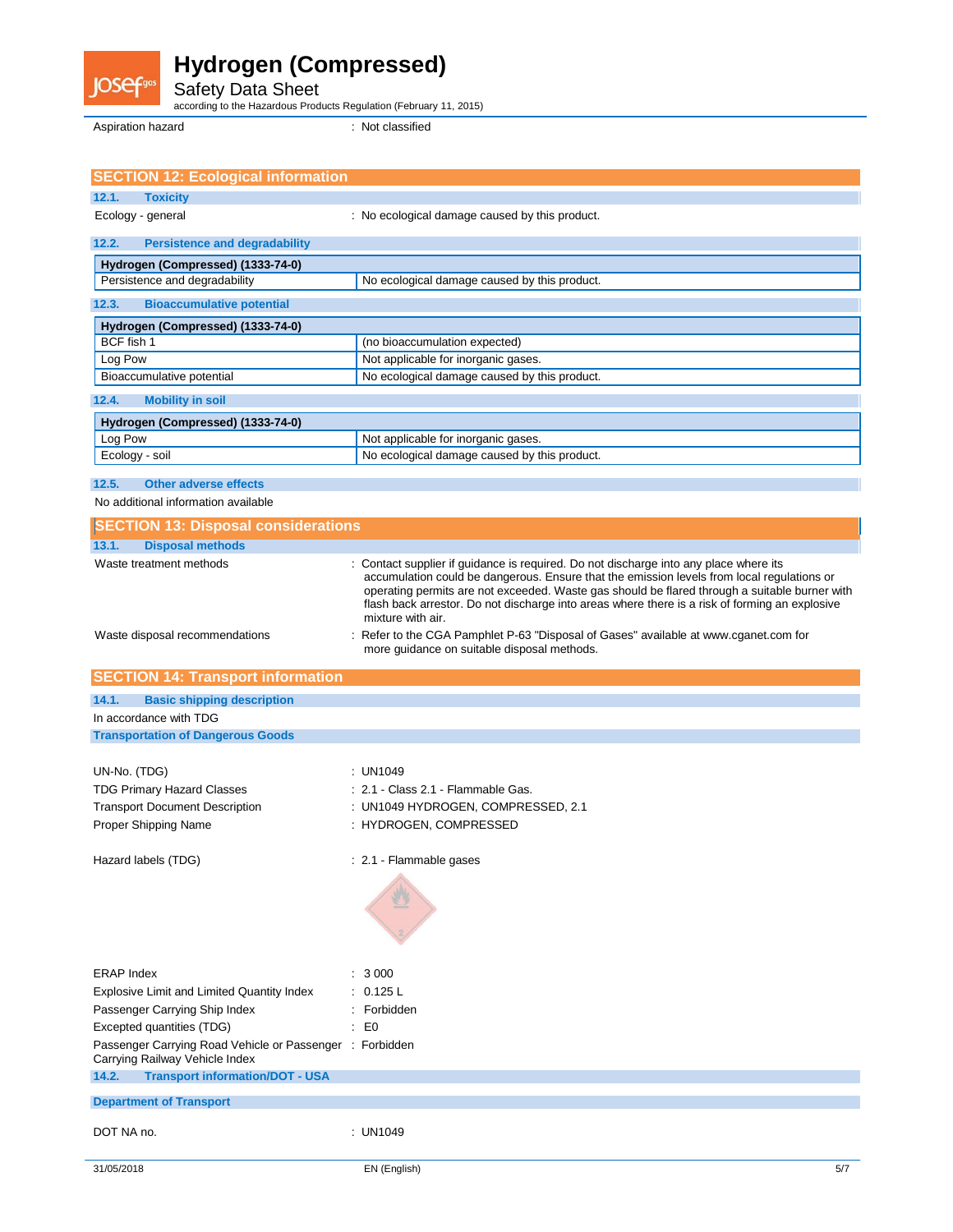Aspiration hazard : Not classified

## SECTION 12: Ecological information

### 12.1. Toxicity

Ecology - general : No ecological damage caused by this product.

### 12.2. Persistence and degradability

| Hydrogen (Compressed) (1333-74-0) | |
|---|---|
| Persistence and degradability | No ecological damage caused by this product. |

### 12.3. Bioaccumulative potential

| Hydrogen (Compressed) (1333-74-0) | |
|---|---|
| BCF fish 1 | (no bioaccumulation expected) |
| Log Pow | Not applicable for inorganic gases. |
| Bioaccumulative potential | No ecological damage caused by this product. |

### 12.4. Mobility in soil

| Hydrogen (Compressed) (1333-74-0) | |
|---|---|
| Log Pow | Not applicable for inorganic gases. |
| Ecology - soil | No ecological damage caused by this product. |

### 12.5. Other adverse effects

No additional information available

## SECTION 13: Disposal considerations

### 13.1. Disposal methods

Waste treatment methods : Contact supplier if guidance is required. Do not discharge into any place where its accumulation could be dangerous. Ensure that the emission levels from local regulations or operating permits are not exceeded. Waste gas should be flared through a suitable burner with flash back arrestor. Do not discharge into areas where there is a risk of forming an explosive mixture with air.

Waste disposal recommendations : Refer to the CGA Pamphlet P-63 "Disposal of Gases" available at www.cganet.com for more guidance on suitable disposal methods.

## SECTION 14: Transport information

### 14.1. Basic shipping description

In accordance with TDG

**Transportation of Dangerous Goods**

UN-No. (TDG) : UN1049

TDG Primary Hazard Classes : 2.1 - Class 2.1 - Flammable Gas.

Transport Document Description : UN1049 HYDROGEN, COMPRESSED, 2.1

Proper Shipping Name : HYDROGEN, COMPRESSED

Hazard labels (TDG) : 2.1 - Flammable gases

ERAP Index : 3 000

Explosive Limit and Limited Quantity Index : 0.125 L

Passenger Carrying Ship Index : Forbidden

Excepted quantities (TDG) : E0

Passenger Carrying Road Vehicle or Passenger Carrying Railway Vehicle Index : Forbidden

### 14.2. Transport information/DOT - USA

**Department of Transport**

DOT NA no. : UN1049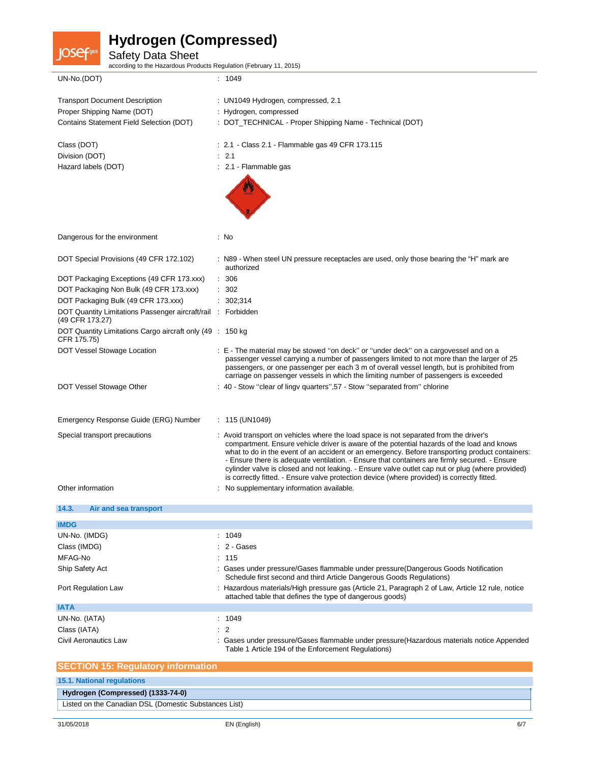| | |
|---|---|
| UN-No.(DOT) | : 1049 |
| Transport Document Description | : UN1049 Hydrogen, compressed, 2.1 |
| Proper Shipping Name (DOT) | : Hydrogen, compressed |
| Contains Statement Field Selection (DOT) | : DOT_TECHNICAL - Proper Shipping Name - Technical (DOT) |
| Class (DOT) | : 2.1 - Class 2.1 - Flammable gas 49 CFR 173.115 |
| Division (DOT) | : 2.1 |
| Hazard labels (DOT) | : 2.1 - Flammable gas |
| Dangerous for the environment | : No |
| DOT Special Provisions (49 CFR 172.102) | : N89 - When steel UN pressure receptacles are used, only those bearing the "H" mark are authorized |
| DOT Packaging Exceptions (49 CFR 173.xxx) | : 306 |
| DOT Packaging Non Bulk (49 CFR 173.xxx) | : 302 |
| DOT Packaging Bulk (49 CFR 173.xxx) | : 302;314 |
| DOT Quantity Limitations Passenger aircraft/rail (49 CFR 173.27) | : Forbidden |
| DOT Quantity Limitations Cargo aircraft only (49 CFR 175.75) | : 150 kg |
| DOT Vessel Stowage Location | : E - The material may be stowed "on deck" or "under deck" on a cargovessel and on a passenger vessel carrying a number of passengers limited to not more than the larger of 25 passengers, or one passenger per each 3 m of overall vessel length, but is prohibited from carriage on passenger vessels in which the limiting number of passengers is exceeded |
| DOT Vessel Stowage Other | : 40 - Stow "clear of lingv quarters",57 - Stow "separated from" chlorine |
| Emergency Response Guide (ERG) Number | : 115 (UN1049) |
| Special transport precautions | : Avoid transport on vehicles where the load space is not separated from the driver's compartment. Ensure vehicle driver is aware of the potential hazards of the load and knows what to do in the event of an accident or an emergency. Before transporting product containers: - Ensure there is adequate ventilation. - Ensure that containers are firmly secured. - Ensure cylinder valve is closed and not leaking. - Ensure valve outlet cap nut or plug (where provided) is correctly fitted. - Ensure valve protection device (where provided) is correctly fitted. |
| Other information | : No supplementary information available. |

### 14.3. Air and sea transport

**IMDG**

| | |
|---|---|
| UN-No. (IMDG) | : 1049 |
| Class (IMDG) | : 2 - Gases |
| MFAG-No | : 115 |
| Ship Safety Act | : Gases under pressure/Gases flammable under pressure(Dangerous Goods Notification Schedule first second and third Article Dangerous Goods Regulations) |
| Port Regulation Law | : Hazardous materials/High pressure gas (Article 21, Paragraph 2 of Law, Article 12 rule, notice attached table that defines the type of dangerous goods) |

**IATA**

| | |
|---|---|
| UN-No. (IATA) | : 1049 |
| Class (IATA) | : 2 |
| Civil Aeronautics Law | : Gases under pressure/Gases flammable under pressure(Hazardous materials notice Appended Table 1 Article 194 of the Enforcement Regulations) |

## SECTION 15: Regulatory information

### 15.1. National regulations

**Hydrogen (Compressed) (1333-74-0)**

Listed on the Canadian DSL (Domestic Substances List)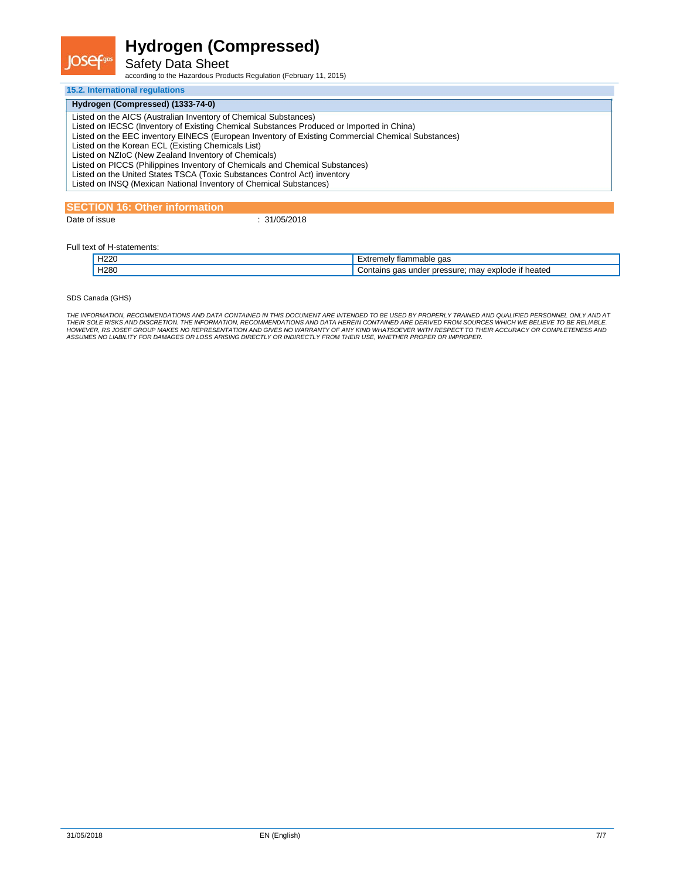### 15.2. International regulations

**Hydrogen (Compressed) (1333-74-0)**

Listed on the AICS (Australian Inventory of Chemical Substances)
Listed on IECSC (Inventory of Existing Chemical Substances Produced or Imported in China)
Listed on the EEC inventory EINECS (European Inventory of Existing Commercial Chemical Substances)
Listed on the Korean ECL (Existing Chemicals List)
Listed on NZIoC (New Zealand Inventory of Chemicals)
Listed on PICCS (Philippines Inventory of Chemicals and Chemical Substances)
Listed on the United States TSCA (Toxic Substances Control Act) inventory
Listed on INSQ (Mexican National Inventory of Chemical Substances)

## SECTION 16: Other information

Date of issue : 31/05/2018

Full text of H-statements:

| | |
|---|---|
| H220 | Extremely flammable gas |
| H280 | Contains gas under pressure; may explode if heated |

SDS Canada (GHS)

*THE INFORMATION, RECOMMENDATIONS AND DATA CONTAINED IN THIS DOCUMENT ARE INTENDED TO BE USED BY PROPERLY TRAINED AND QUALIFIED PERSONNEL ONLY AND AT THEIR SOLE RISKS AND DISCRETION. THE INFORMATION, RECOMMENDATIONS AND DATA HEREIN CONTAINED ARE DERIVED FROM SOURCES WHICH WE BELIEVE TO BE RELIABLE. HOWEVER, RS JOSEF GROUP MAKES NO REPRESENTATION AND GIVES NO WARRANTY OF ANY KIND WHATSOEVER WITH RESPECT TO THEIR ACCURACY OR COMPLETENESS AND ASSUMES NO LIABILITY FOR DAMAGES OR LOSS ARISING DIRECTLY OR INDIRECTLY FROM THEIR USE, WHETHER PROPER OR IMPROPER.*